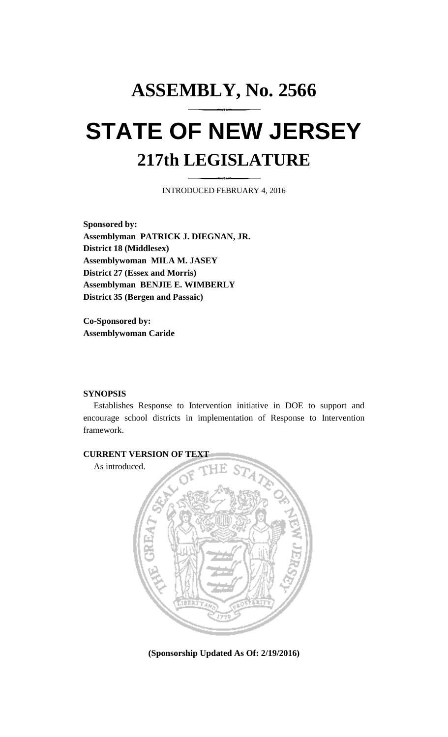# ASSEMBLY, No. 2566

# STATE OF NEW JERSEY

## 217th LEGISLATURE

INTRODUCED FEBRUARY 4, 2016

**Sponsored by:**
**Assemblyman PATRICK J. DIEGNAN, JR.**
**District 18 (Middlesex)**
**Assemblywoman MILA M. JASEY**
**District 27 (Essex and Morris)**
**Assemblyman BENJIE E. WIMBERLY**
**District 35 (Bergen and Passaic)**

**Co-Sponsored by:**
**Assemblywoman Caride**

**SYNOPSIS**

Establishes Response to Intervention initiative in DOE to support and encourage school districts in implementation of Response to Intervention framework.

**CURRENT VERSION OF TEXT**

As introduced.

**(Sponsorship Updated As Of: 2/19/2016)**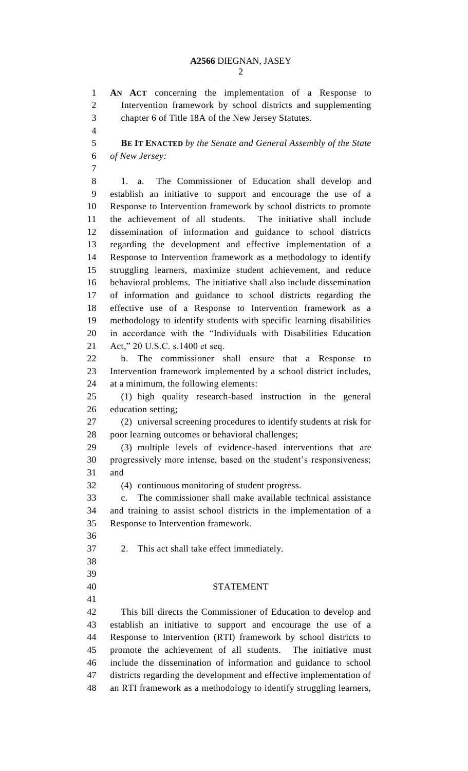**AN ACT** concerning the implementation of a Response to Intervention framework by school districts and supplementing chapter 6 of Title 18A of the New Jersey Statutes.

**BE IT ENACTED** *by the Senate and General Assembly of the State of New Jersey:*

1. a. The Commissioner of Education shall develop and establish an initiative to support and encourage the use of a Response to Intervention framework by school districts to promote the achievement of all students. The initiative shall include dissemination of information and guidance to school districts regarding the development and effective implementation of a Response to Intervention framework as a methodology to identify struggling learners, maximize student achievement, and reduce behavioral problems. The initiative shall also include dissemination of information and guidance to school districts regarding the effective use of a Response to Intervention framework as a methodology to identify students with specific learning disabilities in accordance with the "Individuals with Disabilities Education Act," 20 U.S.C. s.1400 et seq.

b. The commissioner shall ensure that a Response to Intervention framework implemented by a school district includes, at a minimum, the following elements:

(1) high quality research-based instruction in the general education setting;

(2) universal screening procedures to identify students at risk for poor learning outcomes or behavioral challenges;

(3) multiple levels of evidence-based interventions that are progressively more intense, based on the student's responsiveness; and

(4) continuous monitoring of student progress.

c. The commissioner shall make available technical assistance and training to assist school districts in the implementation of a Response to Intervention framework.

2. This act shall take effect immediately.

## STATEMENT

This bill directs the Commissioner of Education to develop and establish an initiative to support and encourage the use of a Response to Intervention (RTI) framework by school districts to promote the achievement of all students. The initiative must include the dissemination of information and guidance to school districts regarding the development and effective implementation of an RTI framework as a methodology to identify struggling learners,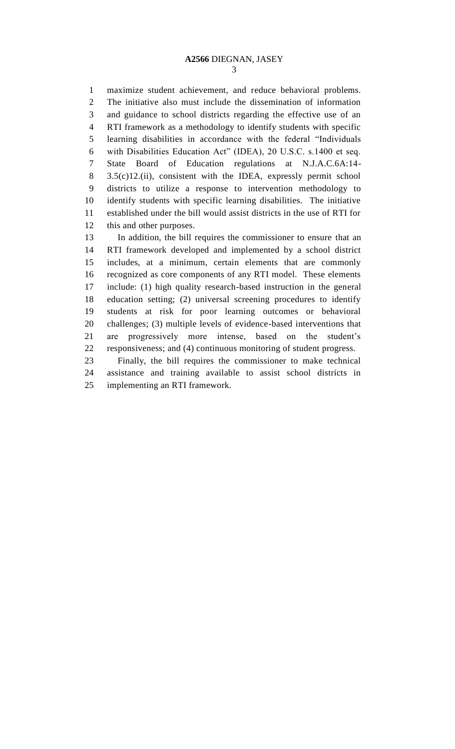maximize student achievement, and reduce behavioral problems. The initiative also must include the dissemination of information and guidance to school districts regarding the effective use of an RTI framework as a methodology to identify students with specific learning disabilities in accordance with the federal "Individuals with Disabilities Education Act" (IDEA), 20 U.S.C. s.1400 et seq. State Board of Education regulations at N.J.A.C.6A:14-3.5(c)12.(ii), consistent with the IDEA, expressly permit school districts to utilize a response to intervention methodology to identify students with specific learning disabilities. The initiative established under the bill would assist districts in the use of RTI for this and other purposes.

In addition, the bill requires the commissioner to ensure that an RTI framework developed and implemented by a school district includes, at a minimum, certain elements that are commonly recognized as core components of any RTI model. These elements include: (1) high quality research-based instruction in the general education setting; (2) universal screening procedures to identify students at risk for poor learning outcomes or behavioral challenges; (3) multiple levels of evidence-based interventions that are progressively more intense, based on the student's responsiveness; and (4) continuous monitoring of student progress.

Finally, the bill requires the commissioner to make technical assistance and training available to assist school districts in implementing an RTI framework.